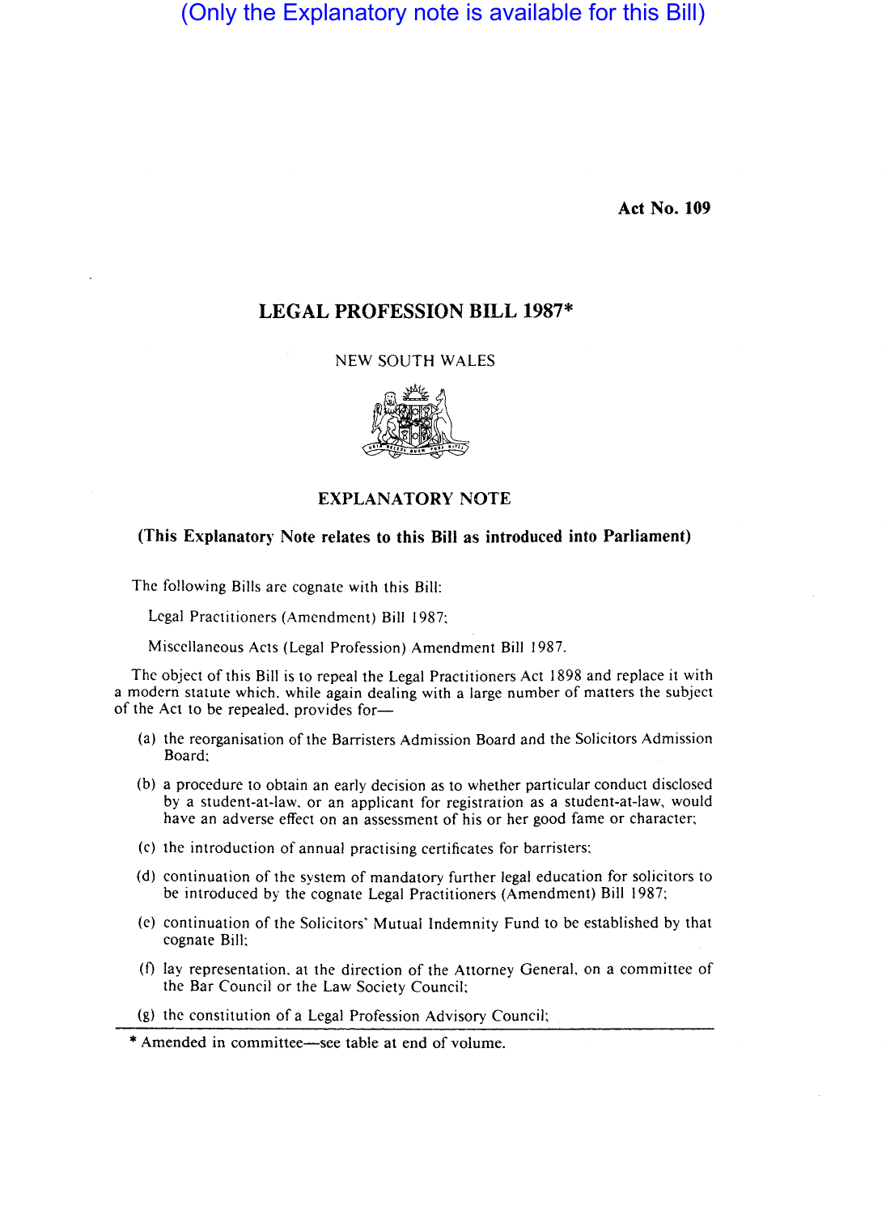(Only the Explanatory note is available for this Bill)

**Act No. 109**

# LEGAL PROFESSION BILL 1987*

NEW SOUTH WALES

## EXPLANATORY NOTE

**(This Explanatory Note relates to this Bill as introduced into Parliament)**

The following Bills are cognate with this Bill:

Legal Practitioners (Amendment) Bill 1987;

Miscellaneous Acts (Legal Profession) Amendment Bill 1987.

The object of this Bill is to repeal the Legal Practitioners Act 1898 and replace it with a modern statute which, while again dealing with a large number of matters the subject of the Act to be repealed, provides for—

(a) the reorganisation of the Barristers Admission Board and the Solicitors Admission Board;

(b) a procedure to obtain an early decision as to whether particular conduct disclosed by a student-at-law, or an applicant for registration as a student-at-law, would have an adverse effect on an assessment of his or her good fame or character;

(c) the introduction of annual practising certificates for barristers;

(d) continuation of the system of mandatory further legal education for solicitors to be introduced by the cognate Legal Practitioners (Amendment) Bill 1987;

(e) continuation of the Solicitors' Mutual Indemnity Fund to be established by that cognate Bill;

(f) lay representation, at the direction of the Attorney General, on a committee of the Bar Council or the Law Society Council;

(g) the constitution of a Legal Profession Advisory Council;

* Amended in committee—see table at end of volume.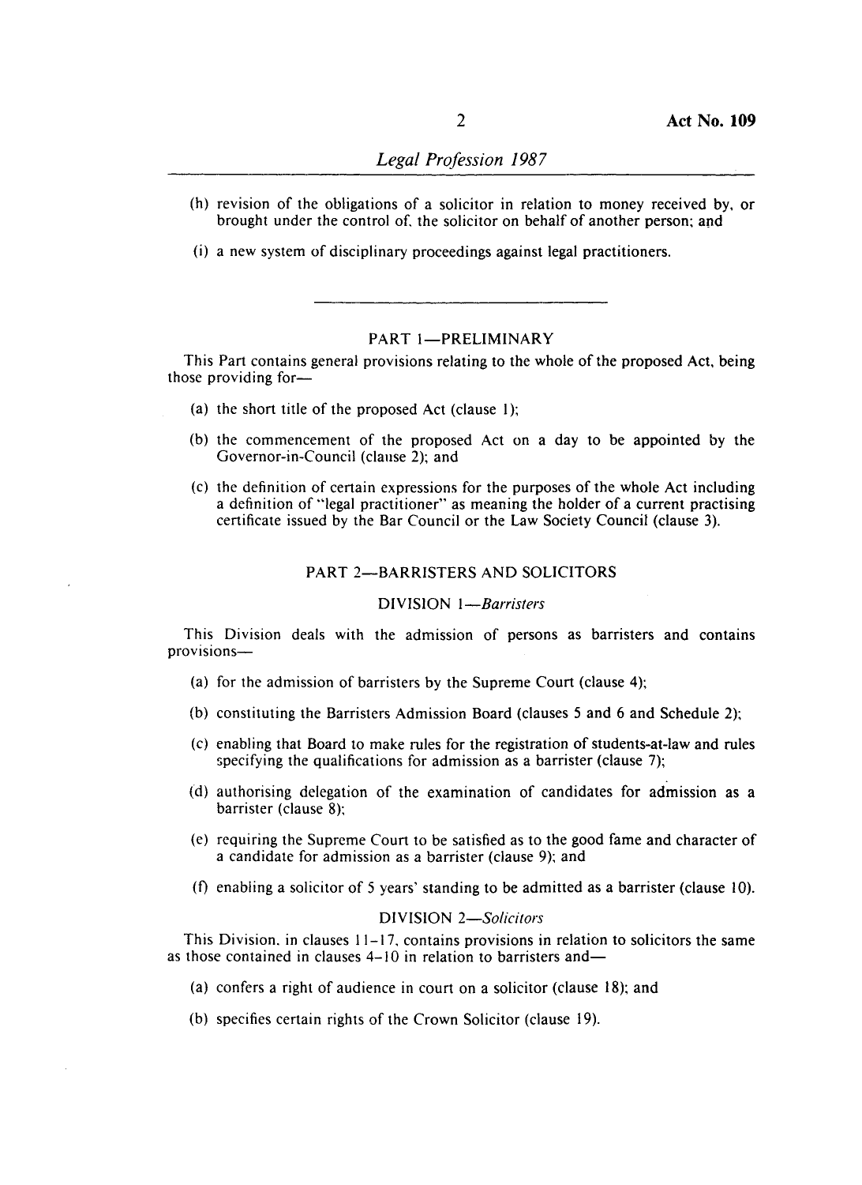(h) revision of the obligations of a solicitor in relation to money received by, or brought under the control of, the solicitor on behalf of another person; and

(i) a new system of disciplinary proceedings against legal practitioners.

---

## PART 1—PRELIMINARY

This Part contains general provisions relating to the whole of the proposed Act, being those providing for—

(a) the short title of the proposed Act (clause 1);

(b) the commencement of the proposed Act on a day to be appointed by the Governor-in-Council (clause 2); and

(c) the definition of certain expressions for the purposes of the whole Act including a definition of "legal practitioner" as meaning the holder of a current practising certificate issued by the Bar Council or the Law Society Council (clause 3).

## PART 2—BARRISTERS AND SOLICITORS

### DIVISION 1—*Barristers*

This Division deals with the admission of persons as barristers and contains provisions—

(a) for the admission of barristers by the Supreme Court (clause 4);

(b) constituting the Barristers Admission Board (clauses 5 and 6 and Schedule 2);

(c) enabling that Board to make rules for the registration of students-at-law and rules specifying the qualifications for admission as a barrister (clause 7);

(d) authorising delegation of the examination of candidates for admission as a barrister (clause 8);

(e) requiring the Supreme Court to be satisfied as to the good fame and character of a candidate for admission as a barrister (clause 9); and

(f) enabling a solicitor of 5 years' standing to be admitted as a barrister (clause 10).

### DIVISION 2—*Solicitors*

This Division, in clauses 11–17, contains provisions in relation to solicitors the same as those contained in clauses 4–10 in relation to barristers and—

(a) confers a right of audience in court on a solicitor (clause 18); and

(b) specifies certain rights of the Crown Solicitor (clause 19).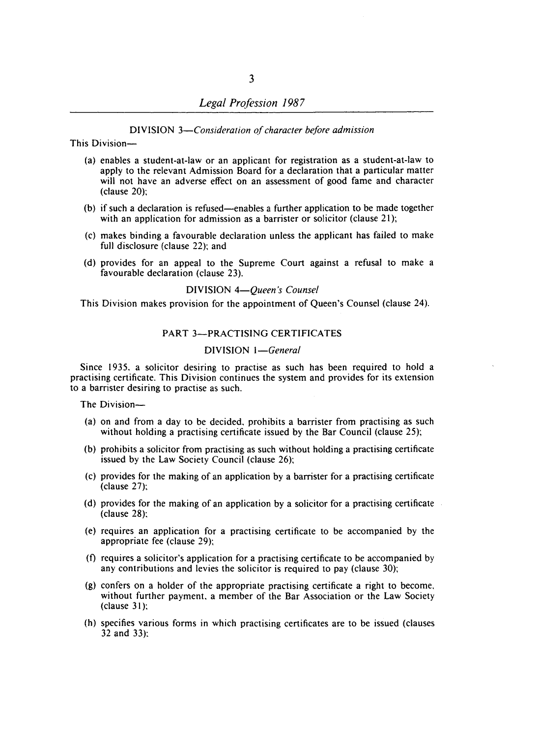DIVISION 3—*Consideration of character before admission*

This Division—

(a) enables a student-at-law or an applicant for registration as a student-at-law to apply to the relevant Admission Board for a declaration that a particular matter will not have an adverse effect on an assessment of good fame and character (clause 20);

(b) if such a declaration is refused—enables a further application to be made together with an application for admission as a barrister or solicitor (clause 21);

(c) makes binding a favourable declaration unless the applicant has failed to make full disclosure (clause 22); and

(d) provides for an appeal to the Supreme Court against a refusal to make a favourable declaration (clause 23).

DIVISION 4—*Queen's Counsel*

This Division makes provision for the appointment of Queen's Counsel (clause 24).

## PART 3—PRACTISING CERTIFICATES

DIVISION 1—*General*

Since 1935, a solicitor desiring to practise as such has been required to hold a practising certificate. This Division continues the system and provides for its extension to a barrister desiring to practise as such.

The Division—

(a) on and from a day to be decided, prohibits a barrister from practising as such without holding a practising certificate issued by the Bar Council (clause 25);

(b) prohibits a solicitor from practising as such without holding a practising certificate issued by the Law Society Council (clause 26);

(c) provides for the making of an application by a barrister for a practising certificate (clause 27);

(d) provides for the making of an application by a solicitor for a practising certificate (clause 28);

(e) requires an application for a practising certificate to be accompanied by the appropriate fee (clause 29);

(f) requires a solicitor's application for a practising certificate to be accompanied by any contributions and levies the solicitor is required to pay (clause 30);

(g) confers on a holder of the appropriate practising certificate a right to become, without further payment, a member of the Bar Association or the Law Society (clause 31);

(h) specifies various forms in which practising certificates are to be issued (clauses 32 and 33);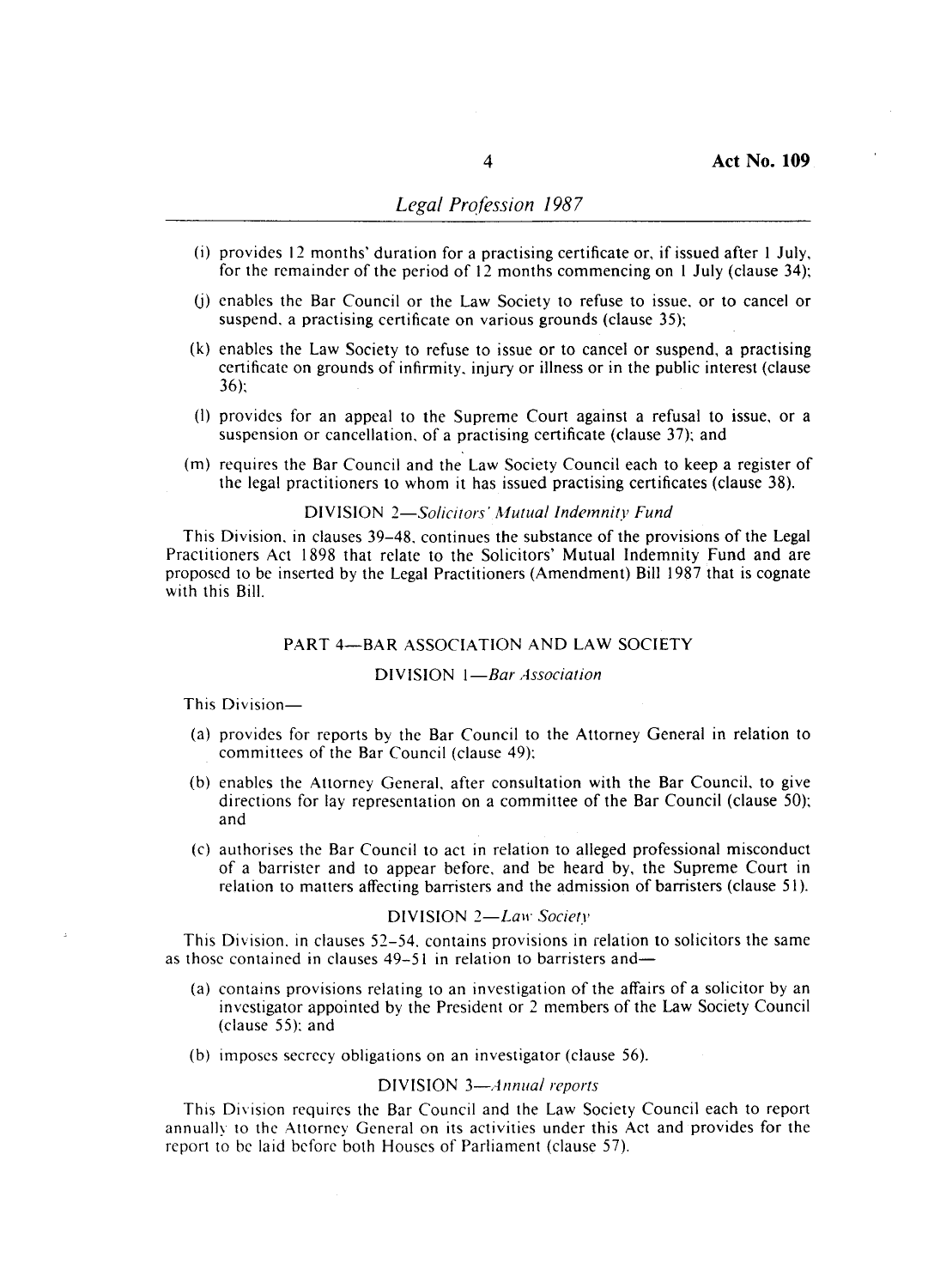(i) provides 12 months' duration for a practising certificate or, if issued after 1 July, for the remainder of the period of 12 months commencing on 1 July (clause 34);

(j) enables the Bar Council or the Law Society to refuse to issue, or to cancel or suspend, a practising certificate on various grounds (clause 35);

(k) enables the Law Society to refuse to issue or to cancel or suspend, a practising certificate on grounds of infirmity, injury or illness or in the public interest (clause 36);

(l) provides for an appeal to the Supreme Court against a refusal to issue, or a suspension or cancellation, of a practising certificate (clause 37); and

(m) requires the Bar Council and the Law Society Council each to keep a register of the legal practitioners to whom it has issued practising certificates (clause 38).

### DIVISION 2—*Solicitors' Mutual Indemnity Fund*

This Division, in clauses 39–48, continues the substance of the provisions of the Legal Practitioners Act 1898 that relate to the Solicitors' Mutual Indemnity Fund and are proposed to be inserted by the Legal Practitioners (Amendment) Bill 1987 that is cognate with this Bill.

## PART 4—BAR ASSOCIATION AND LAW SOCIETY

### DIVISION 1—*Bar Association*

This Division—

(a) provides for reports by the Bar Council to the Attorney General in relation to committees of the Bar Council (clause 49);

(b) enables the Attorney General, after consultation with the Bar Council, to give directions for lay representation on a committee of the Bar Council (clause 50); and

(c) authorises the Bar Council to act in relation to alleged professional misconduct of a barrister and to appear before, and be heard by, the Supreme Court in relation to matters affecting barristers and the admission of barristers (clause 51).

### DIVISION 2—*Law Society*

This Division, in clauses 52–54, contains provisions in relation to solicitors the same as those contained in clauses 49–51 in relation to barristers and—

(a) contains provisions relating to an investigation of the affairs of a solicitor by an investigator appointed by the President or 2 members of the Law Society Council (clause 55); and

(b) imposes secrecy obligations on an investigator (clause 56).

### DIVISION 3—*Annual reports*

This Division requires the Bar Council and the Law Society Council each to report annually to the Attorney General on its activities under this Act and provides for the report to be laid before both Houses of Parliament (clause 57).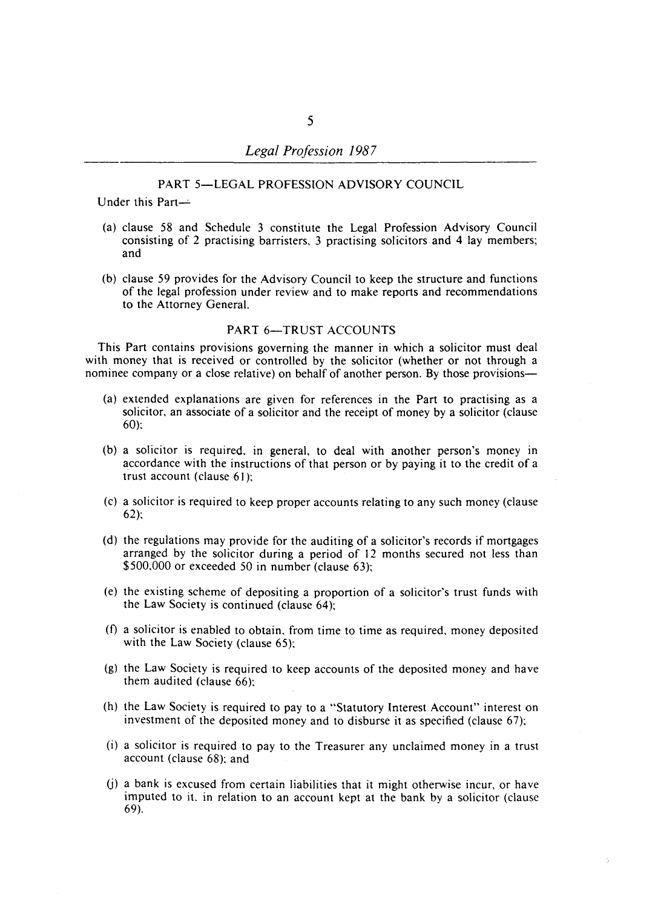## PART 5—LEGAL PROFESSION ADVISORY COUNCIL

Under this Part—

(a) clause 58 and Schedule 3 constitute the Legal Profession Advisory Council consisting of 2 practising barristers, 3 practising solicitors and 4 lay members; and

(b) clause 59 provides for the Advisory Council to keep the structure and functions of the legal profession under review and to make reports and recommendations to the Attorney General.

## PART 6—TRUST ACCOUNTS

This Part contains provisions governing the manner in which a solicitor must deal with money that is received or controlled by the solicitor (whether or not through a nominee company or a close relative) on behalf of another person. By those provisions—

(a) extended explanations are given for references in the Part to practising as a solicitor, an associate of a solicitor and the receipt of money by a solicitor (clause 60);

(b) a solicitor is required, in general, to deal with another person's money in accordance with the instructions of that person or by paying it to the credit of a trust account (clause 61);

(c) a solicitor is required to keep proper accounts relating to any such money (clause 62);

(d) the regulations may provide for the auditing of a solicitor's records if mortgages arranged by the solicitor during a period of 12 months secured not less than $500,000 or exceeded 50 in number (clause 63);

(e) the existing scheme of depositing a proportion of a solicitor's trust funds with the Law Society is continued (clause 64);

(f) a solicitor is enabled to obtain, from time to time as required, money deposited with the Law Society (clause 65);

(g) the Law Society is required to keep accounts of the deposited money and have them audited (clause 66);

(h) the Law Society is required to pay to a "Statutory Interest Account" interest on investment of the deposited money and to disburse it as specified (clause 67);

(i) a solicitor is required to pay to the Treasurer any unclaimed money in a trust account (clause 68); and

(j) a bank is excused from certain liabilities that it might otherwise incur, or have imputed to it, in relation to an account kept at the bank by a solicitor (clause 69).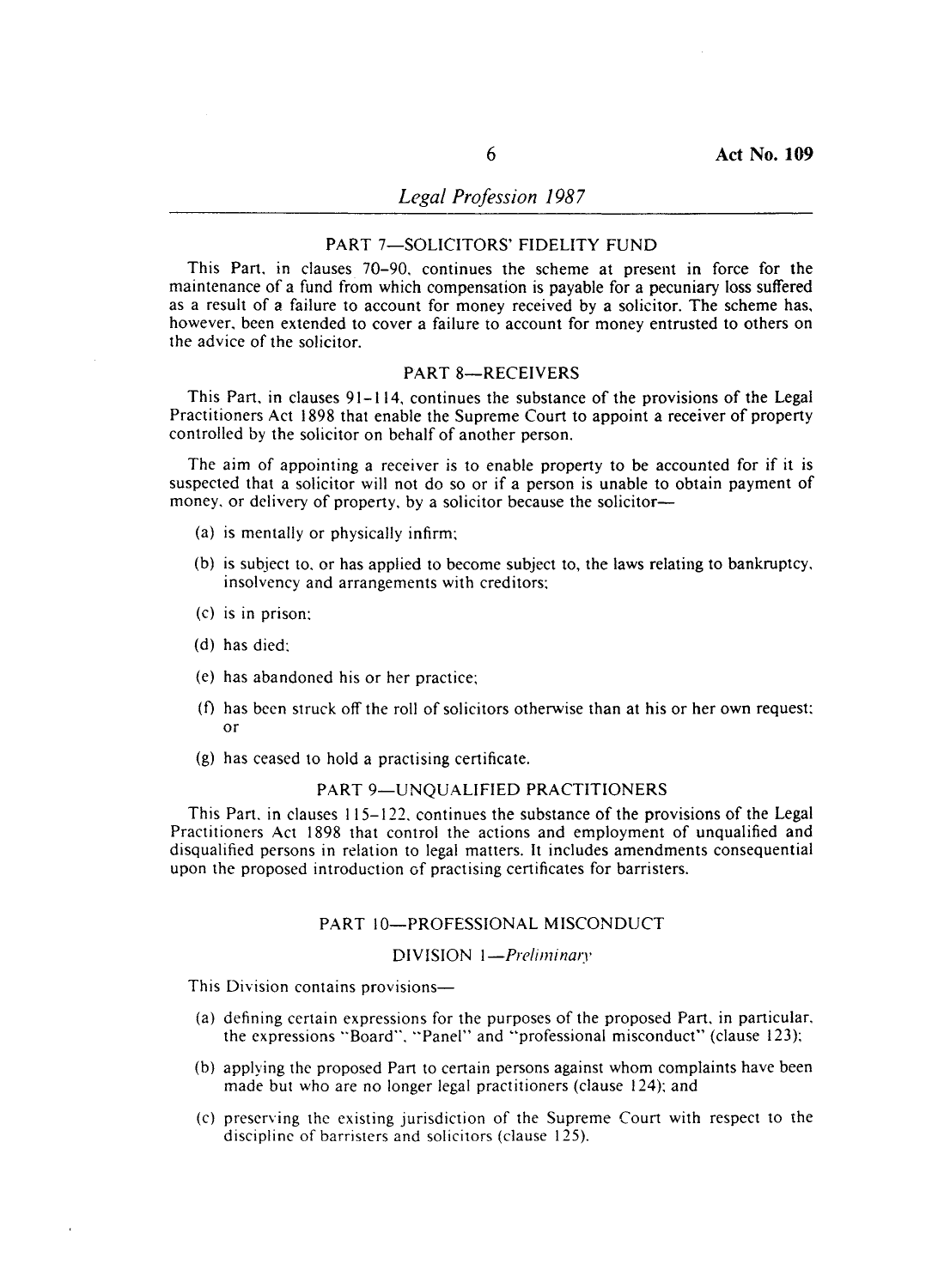## PART 7—SOLICITORS' FIDELITY FUND

This Part, in clauses 70–90, continues the scheme at present in force for the maintenance of a fund from which compensation is payable for a pecuniary loss suffered as a result of a failure to account for money received by a solicitor. The scheme has, however, been extended to cover a failure to account for money entrusted to others on the advice of the solicitor.

## PART 8—RECEIVERS

This Part, in clauses 91–114, continues the substance of the provisions of the Legal Practitioners Act 1898 that enable the Supreme Court to appoint a receiver of property controlled by the solicitor on behalf of another person.

The aim of appointing a receiver is to enable property to be accounted for if it is suspected that a solicitor will not do so or if a person is unable to obtain payment of money, or delivery of property, by a solicitor because the solicitor—

(a) is mentally or physically infirm;

(b) is subject to, or has applied to become subject to, the laws relating to bankruptcy, insolvency and arrangements with creditors;

(c) is in prison;

(d) has died;

(e) has abandoned his or her practice;

(f) has been struck off the roll of solicitors otherwise than at his or her own request; or

(g) has ceased to hold a practising certificate.

## PART 9—UNQUALIFIED PRACTITIONERS

This Part, in clauses 115–122, continues the substance of the provisions of the Legal Practitioners Act 1898 that control the actions and employment of unqualified and disqualified persons in relation to legal matters. It includes amendments consequential upon the proposed introduction of practising certificates for barristers.

## PART 10—PROFESSIONAL MISCONDUCT

### DIVISION 1—*Preliminary*

This Division contains provisions—

(a) defining certain expressions for the purposes of the proposed Part, in particular, the expressions "Board", "Panel" and "professional misconduct" (clause 123);

(b) applying the proposed Part to certain persons against whom complaints have been made but who are no longer legal practitioners (clause 124); and

(c) preserving the existing jurisdiction of the Supreme Court with respect to the discipline of barristers and solicitors (clause 125).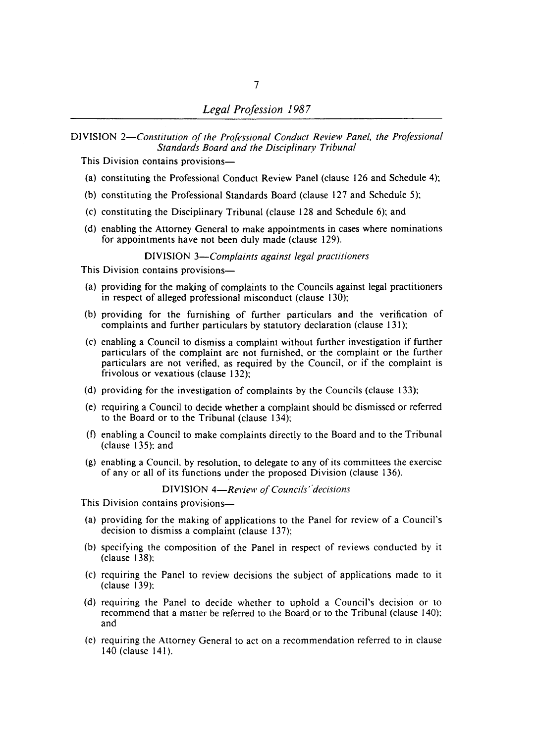DIVISION 2—*Constitution of the Professional Conduct Review Panel, the Professional Standards Board and the Disciplinary Tribunal*

This Division contains provisions—

(a) constituting the Professional Conduct Review Panel (clause 126 and Schedule 4);

(b) constituting the Professional Standards Board (clause 127 and Schedule 5);

(c) constituting the Disciplinary Tribunal (clause 128 and Schedule 6); and

(d) enabling the Attorney General to make appointments in cases where nominations for appointments have not been duly made (clause 129).

DIVISION 3—*Complaints against legal practitioners*

This Division contains provisions—

(a) providing for the making of complaints to the Councils against legal practitioners in respect of alleged professional misconduct (clause 130);

(b) providing for the furnishing of further particulars and the verification of complaints and further particulars by statutory declaration (clause 131);

(c) enabling a Council to dismiss a complaint without further investigation if further particulars of the complaint are not furnished, or the complaint or the further particulars are not verified, as required by the Council, or if the complaint is frivolous or vexatious (clause 132);

(d) providing for the investigation of complaints by the Councils (clause 133);

(e) requiring a Council to decide whether a complaint should be dismissed or referred to the Board or to the Tribunal (clause 134);

(f) enabling a Council to make complaints directly to the Board and to the Tribunal (clause 135); and

(g) enabling a Council, by resolution, to delegate to any of its committees the exercise of any or all of its functions under the proposed Division (clause 136).

DIVISION 4—*Review of Councils' decisions*

This Division contains provisions—

(a) providing for the making of applications to the Panel for review of a Council's decision to dismiss a complaint (clause 137);

(b) specifying the composition of the Panel in respect of reviews conducted by it (clause 138);

(c) requiring the Panel to review decisions the subject of applications made to it (clause 139);

(d) requiring the Panel to decide whether to uphold a Council's decision or to recommend that a matter be referred to the Board or to the Tribunal (clause 140); and

(e) requiring the Attorney General to act on a recommendation referred to in clause 140 (clause 141).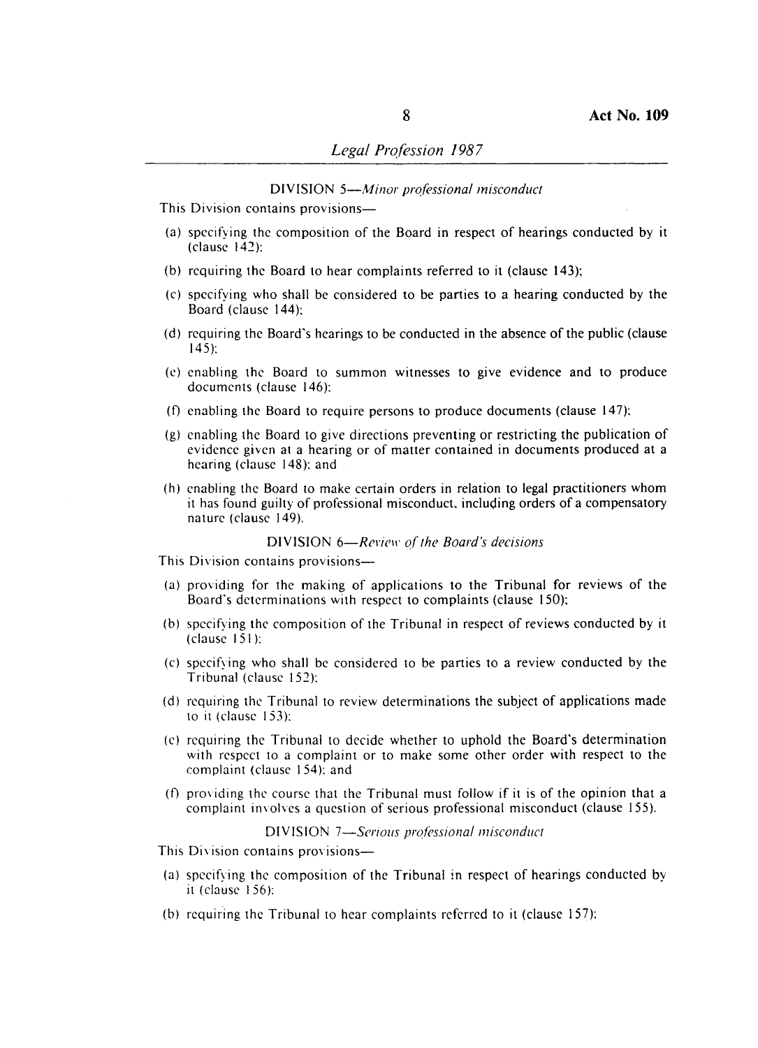DIVISION 5—*Minor professional misconduct*

This Division contains provisions—

(a) specifying the composition of the Board in respect of hearings conducted by it (clause 142);

(b) requiring the Board to hear complaints referred to it (clause 143);

(c) specifying who shall be considered to be parties to a hearing conducted by the Board (clause 144);

(d) requiring the Board's hearings to be conducted in the absence of the public (clause 145);

(e) enabling the Board to summon witnesses to give evidence and to produce documents (clause 146);

(f) enabling the Board to require persons to produce documents (clause 147);

(g) enabling the Board to give directions preventing or restricting the publication of evidence given at a hearing or of matter contained in documents produced at a hearing (clause 148); and

(h) enabling the Board to make certain orders in relation to legal practitioners whom it has found guilty of professional misconduct, including orders of a compensatory nature (clause 149).

DIVISION 6—*Review of the Board's decisions*

This Division contains provisions—

(a) providing for the making of applications to the Tribunal for reviews of the Board's determinations with respect to complaints (clause 150);

(b) specifying the composition of the Tribunal in respect of reviews conducted by it (clause 151);

(c) specifying who shall be considered to be parties to a review conducted by the Tribunal (clause 152);

(d) requiring the Tribunal to review determinations the subject of applications made to it (clause 153);

(e) requiring the Tribunal to decide whether to uphold the Board's determination with respect to a complaint or to make some other order with respect to the complaint (clause 154); and

(f) providing the course that the Tribunal must follow if it is of the opinion that a complaint involves a question of serious professional misconduct (clause 155).

DIVISION 7—*Serious professional misconduct*

This Division contains provisions—

(a) specifying the composition of the Tribunal in respect of hearings conducted by it (clause 156);

(b) requiring the Tribunal to hear complaints referred to it (clause 157);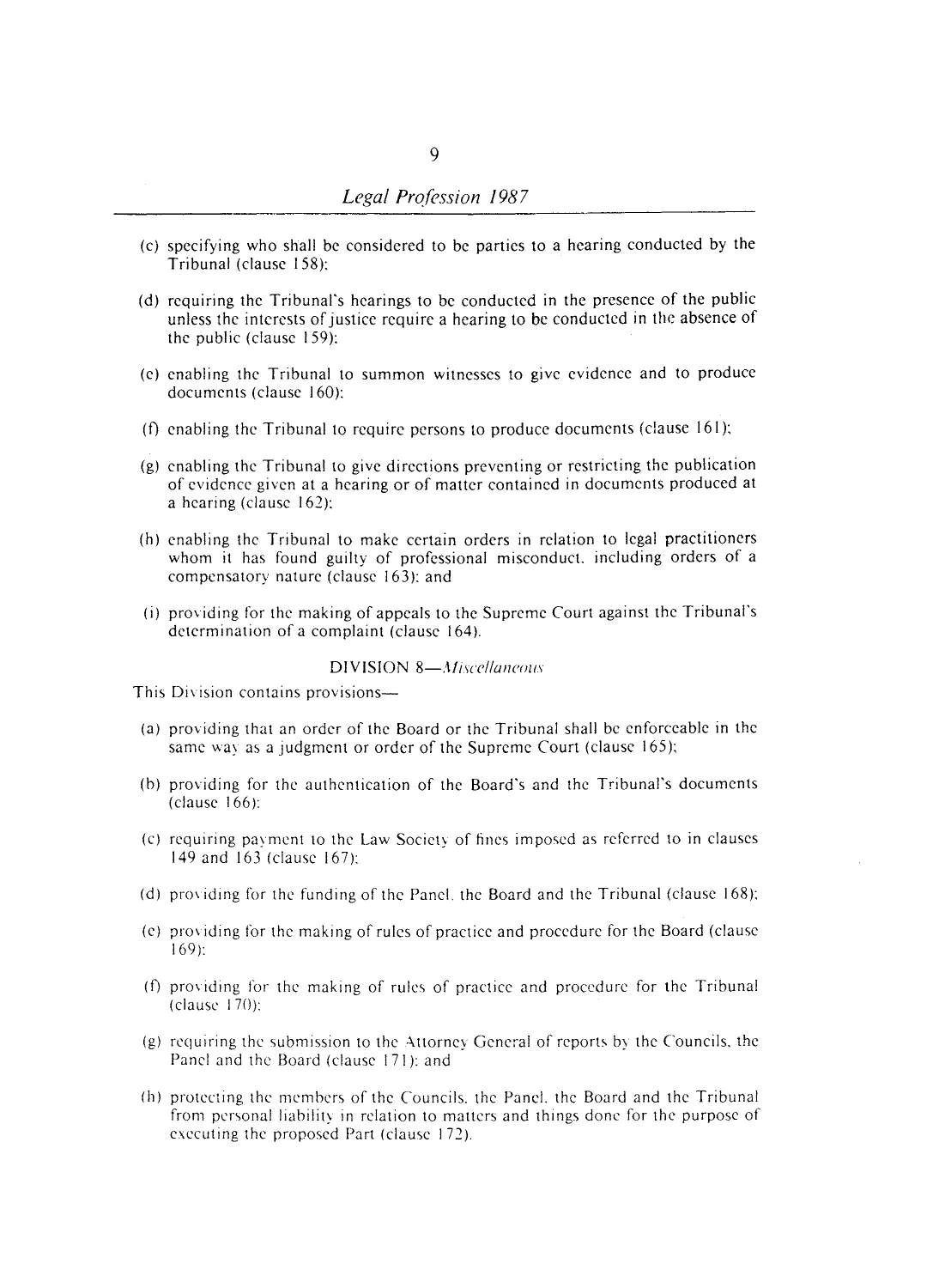(c) specifying who shall be considered to be parties to a hearing conducted by the Tribunal (clause 158);

(d) requiring the Tribunal's hearings to be conducted in the presence of the public unless the interests of justice require a hearing to be conducted in the absence of the public (clause 159);

(e) enabling the Tribunal to summon witnesses to give evidence and to produce documents (clause 160);

(f) enabling the Tribunal to require persons to produce documents (clause 161);

(g) enabling the Tribunal to give directions preventing or restricting the publication of evidence given at a hearing or of matter contained in documents produced at a hearing (clause 162);

(h) enabling the Tribunal to make certain orders in relation to legal practitioners whom it has found guilty of professional misconduct, including orders of a compensatory nature (clause 163); and

(i) providing for the making of appeals to the Supreme Court against the Tribunal's determination of a complaint (clause 164).

### DIVISION 8—*Miscellaneous*

This Division contains provisions—

(a) providing that an order of the Board or the Tribunal shall be enforceable in the same way as a judgment or order of the Supreme Court (clause 165);

(b) providing for the authentication of the Board's and the Tribunal's documents (clause 166);

(c) requiring payment to the Law Society of fines imposed as referred to in clauses 149 and 163 (clause 167);

(d) providing for the funding of the Panel, the Board and the Tribunal (clause 168);

(e) providing for the making of rules of practice and procedure for the Board (clause 169);

(f) providing for the making of rules of practice and procedure for the Tribunal (clause 170);

(g) requiring the submission to the Attorney General of reports by the Councils, the Panel and the Board (clause 171); and

(h) protecting the members of the Councils, the Panel, the Board and the Tribunal from personal liability in relation to matters and things done for the purpose of executing the proposed Part (clause 172).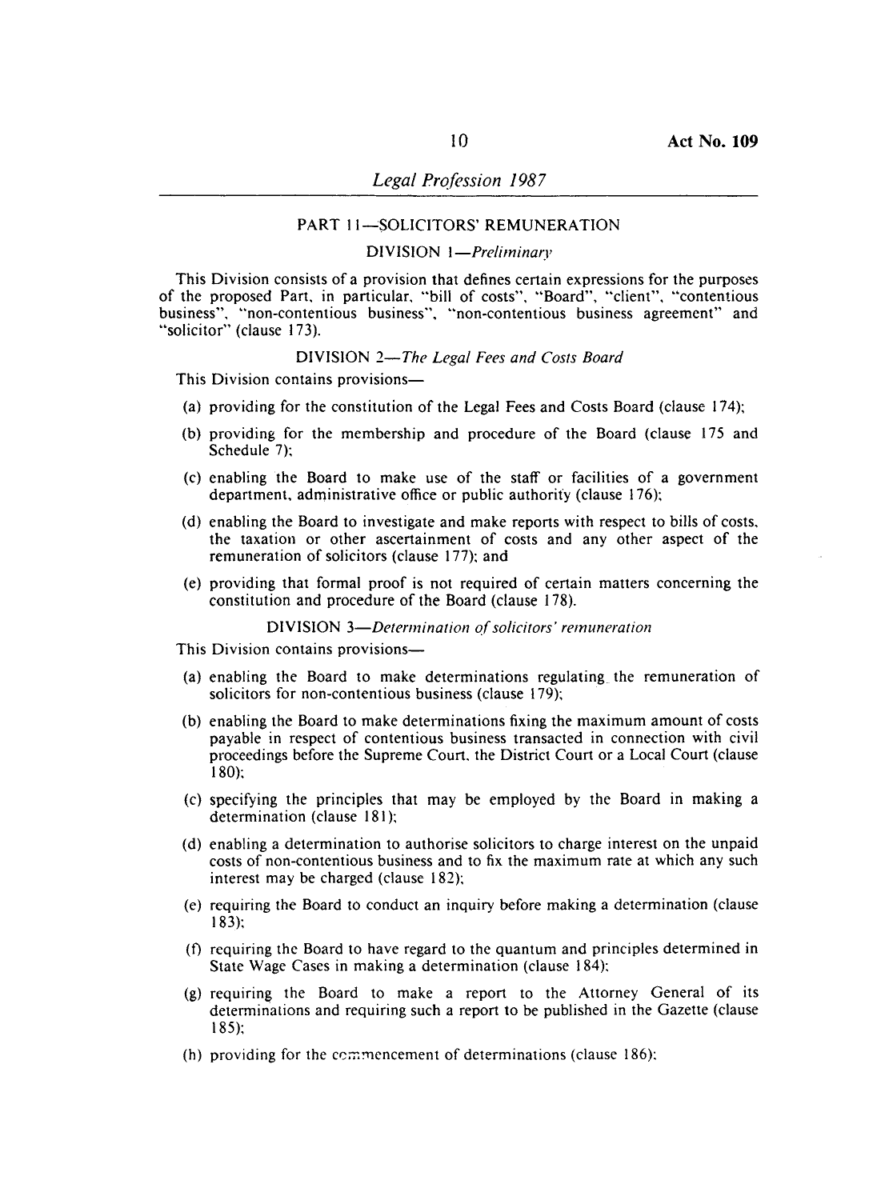## PART 11—SOLICITORS' REMUNERATION

### DIVISION 1—*Preliminary*

This Division consists of a provision that defines certain expressions for the purposes of the proposed Part, in particular, "bill of costs", "Board", "client", "contentious business", "non-contentious business", "non-contentious business agreement" and "solicitor" (clause 173).

### DIVISION 2—*The Legal Fees and Costs Board*

This Division contains provisions—

(a) providing for the constitution of the Legal Fees and Costs Board (clause 174);

(b) providing for the membership and procedure of the Board (clause 175 and Schedule 7);

(c) enabling the Board to make use of the staff or facilities of a government department, administrative office or public authority (clause 176);

(d) enabling the Board to investigate and make reports with respect to bills of costs, the taxation or other ascertainment of costs and any other aspect of the remuneration of solicitors (clause 177); and

(e) providing that formal proof is not required of certain matters concerning the constitution and procedure of the Board (clause 178).

### DIVISION 3—*Determination of solicitors' remuneration*

This Division contains provisions—

(a) enabling the Board to make determinations regulating the remuneration of solicitors for non-contentious business (clause 179);

(b) enabling the Board to make determinations fixing the maximum amount of costs payable in respect of contentious business transacted in connection with civil proceedings before the Supreme Court, the District Court or a Local Court (clause 180);

(c) specifying the principles that may be employed by the Board in making a determination (clause 181);

(d) enabling a determination to authorise solicitors to charge interest on the unpaid costs of non-contentious business and to fix the maximum rate at which any such interest may be charged (clause 182);

(e) requiring the Board to conduct an inquiry before making a determination (clause 183);

(f) requiring the Board to have regard to the quantum and principles determined in State Wage Cases in making a determination (clause 184);

(g) requiring the Board to make a report to the Attorney General of its determinations and requiring such a report to be published in the Gazette (clause 185);

(h) providing for the commencement of determinations (clause 186);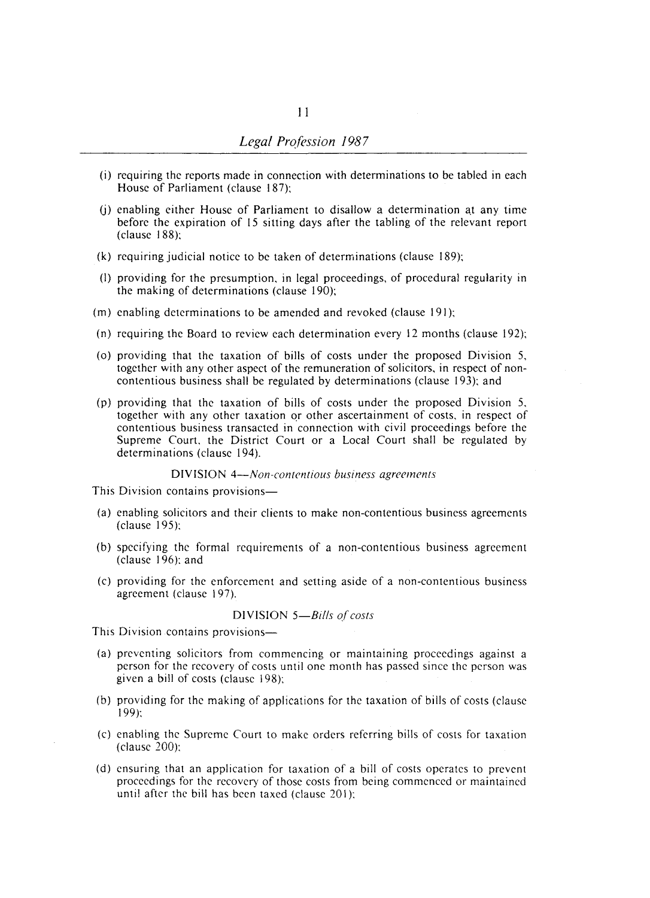(i) requiring the reports made in connection with determinations to be tabled in each House of Parliament (clause 187);

(j) enabling either House of Parliament to disallow a determination at any time before the expiration of 15 sitting days after the tabling of the relevant report (clause 188);

(k) requiring judicial notice to be taken of determinations (clause 189);

(l) providing for the presumption, in legal proceedings, of procedural regularity in the making of determinations (clause 190);

(m) enabling determinations to be amended and revoked (clause 191);

(n) requiring the Board to review each determination every 12 months (clause 192);

(o) providing that the taxation of bills of costs under the proposed Division 5, together with any other aspect of the remuneration of solicitors, in respect of non-contentious business shall be regulated by determinations (clause 193); and

(p) providing that the taxation of bills of costs under the proposed Division 5, together with any other taxation or other ascertainment of costs, in respect of contentious business transacted in connection with civil proceedings before the Supreme Court, the District Court or a Local Court shall be regulated by determinations (clause 194).

DIVISION 4—*Non-contentious business agreements*

This Division contains provisions—

(a) enabling solicitors and their clients to make non-contentious business agreements (clause 195);

(b) specifying the formal requirements of a non-contentious business agreement (clause 196); and

(c) providing for the enforcement and setting aside of a non-contentious business agreement (clause 197).

DIVISION 5—*Bills of costs*

This Division contains provisions—

(a) preventing solicitors from commencing or maintaining proceedings against a person for the recovery of costs until one month has passed since the person was given a bill of costs (clause 198);

(b) providing for the making of applications for the taxation of bills of costs (clause 199);

(c) enabling the Supreme Court to make orders referring bills of costs for taxation (clause 200);

(d) ensuring that an application for taxation of a bill of costs operates to prevent proceedings for the recovery of those costs from being commenced or maintained until after the bill has been taxed (clause 201);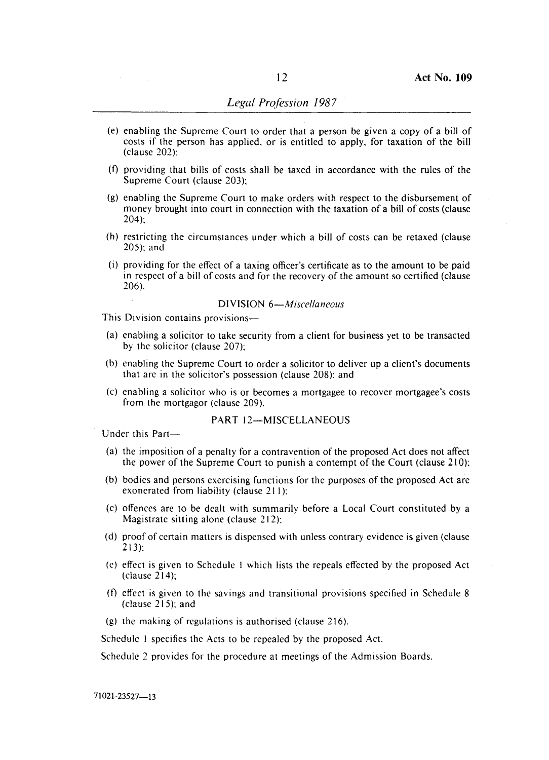(e) enabling the Supreme Court to order that a person be given a copy of a bill of costs if the person has applied, or is entitled to apply, for taxation of the bill (clause 202);

(f) providing that bills of costs shall be taxed in accordance with the rules of the Supreme Court (clause 203);

(g) enabling the Supreme Court to make orders with respect to the disbursement of money brought into court in connection with the taxation of a bill of costs (clause 204);

(h) restricting the circumstances under which a bill of costs can be retaxed (clause 205); and

(i) providing for the effect of a taxing officer's certificate as to the amount to be paid in respect of a bill of costs and for the recovery of the amount so certified (clause 206).

### DIVISION 6—*Miscellaneous*

This Division contains provisions—

(a) enabling a solicitor to take security from a client for business yet to be transacted by the solicitor (clause 207);

(b) enabling the Supreme Court to order a solicitor to deliver up a client's documents that are in the solicitor's possession (clause 208); and

(c) enabling a solicitor who is or becomes a mortgagee to recover mortgagee's costs from the mortgagor (clause 209).

## PART 12—MISCELLANEOUS

Under this Part—

(a) the imposition of a penalty for a contravention of the proposed Act does not affect the power of the Supreme Court to punish a contempt of the Court (clause 210);

(b) bodies and persons exercising functions for the purposes of the proposed Act are exonerated from liability (clause 211);

(c) offences are to be dealt with summarily before a Local Court constituted by a Magistrate sitting alone (clause 212);

(d) proof of certain matters is dispensed with unless contrary evidence is given (clause 213);

(e) effect is given to Schedule 1 which lists the repeals effected by the proposed Act (clause 214);

(f) effect is given to the savings and transitional provisions specified in Schedule 8 (clause 215); and

(g) the making of regulations is authorised (clause 216).

Schedule 1 specifies the Acts to be repealed by the proposed Act.

Schedule 2 provides for the procedure at meetings of the Admission Boards.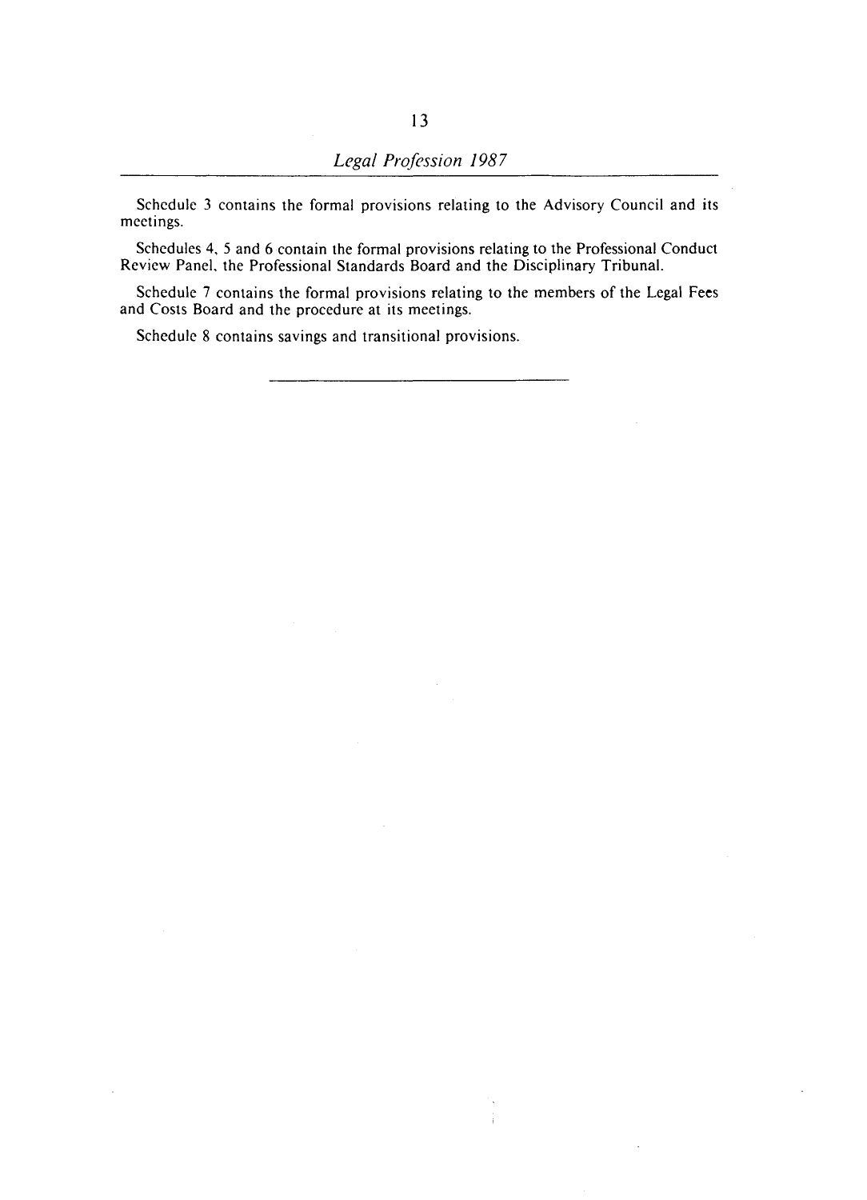Schedule 3 contains the formal provisions relating to the Advisory Council and its meetings.

Schedules 4, 5 and 6 contain the formal provisions relating to the Professional Conduct Review Panel, the Professional Standards Board and the Disciplinary Tribunal.

Schedule 7 contains the formal provisions relating to the members of the Legal Fees and Costs Board and the procedure at its meetings.

Schedule 8 contains savings and transitional provisions.